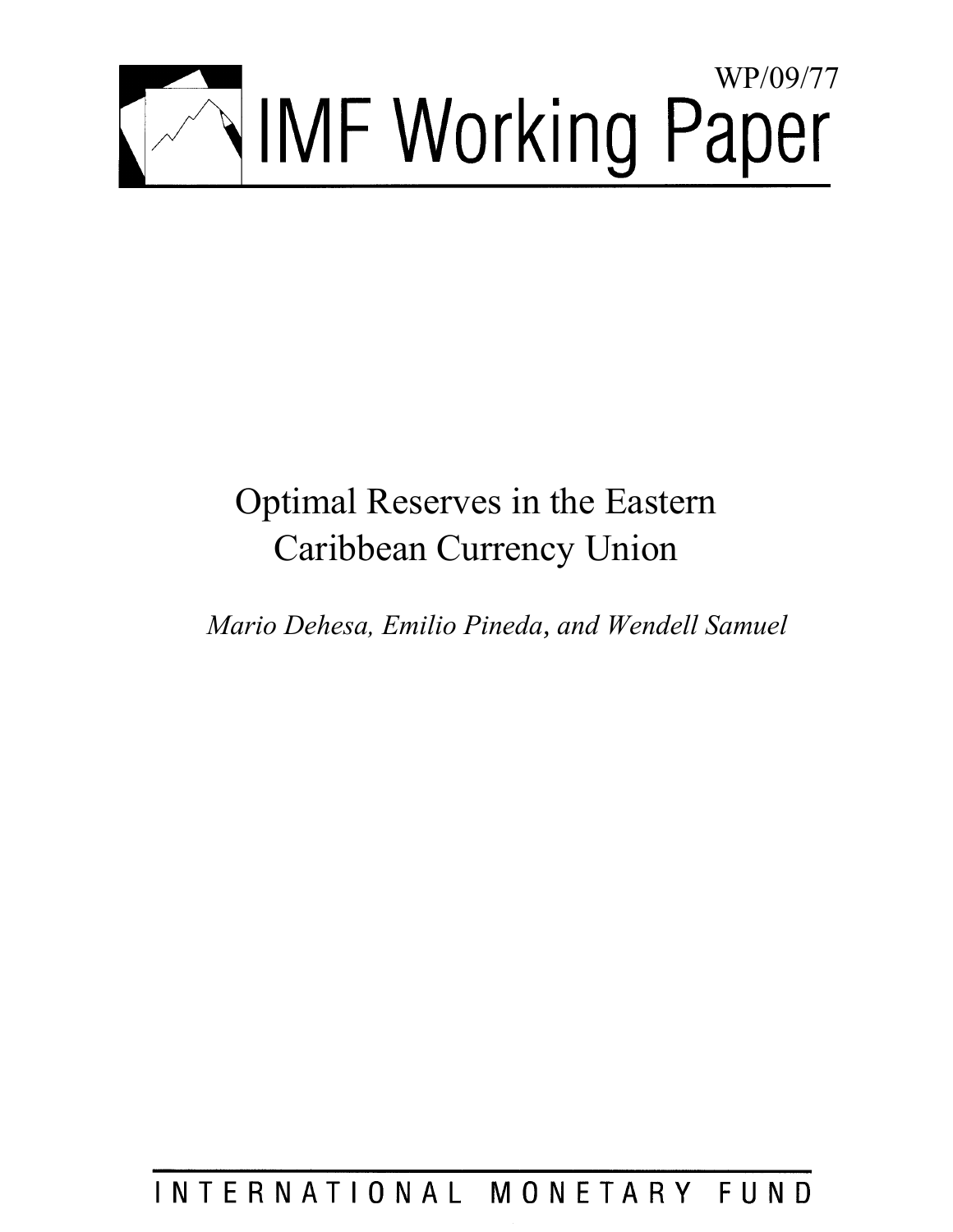WP/09/77

# IMF Working Paper

# Optimal Reserves in the Eastern Caribbean Currency Union

*Mario Dehesa, Emilio Pineda, and Wendell Samuel*

INTERNATIONAL MONETARY FUND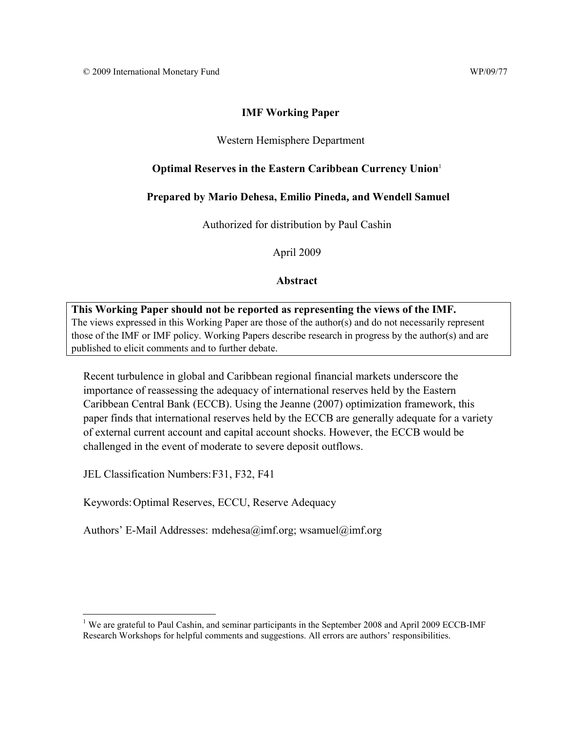© 2009 International Monetary Fund WP/09/77

**IMF Working Paper**

Western Hemisphere Department

**Optimal Reserves in the Eastern Caribbean Currency Union**[1]

**Prepared by Mario Dehesa, Emilio Pineda, and Wendell Samuel**

Authorized for distribution by Paul Cashin

April 2009

**Abstract**

**This Working Paper should not be reported as representing the views of the IMF.**
The views expressed in this Working Paper are those of the author(s) and do not necessarily represent those of the IMF or IMF policy. Working Papers describe research in progress by the author(s) and are published to elicit comments and to further debate.

Recent turbulence in global and Caribbean regional financial markets underscore the importance of reassessing the adequacy of international reserves held by the Eastern Caribbean Central Bank (ECCB). Using the Jeanne (2007) optimization framework, this paper finds that international reserves held by the ECCB are generally adequate for a variety of external current account and capital account shocks. However, the ECCB would be challenged in the event of moderate to severe deposit outflows.

JEL Classification Numbers: F31, F32, F41

Keywords: Optimal Reserves, ECCU, Reserve Adequacy

Authors' E-Mail Addresses: mdehesa@imf.org; wsamuel@imf.org

[1] We are grateful to Paul Cashin, and seminar participants in the September 2008 and April 2009 ECCB-IMF Research Workshops for helpful comments and suggestions. All errors are authors' responsibilities.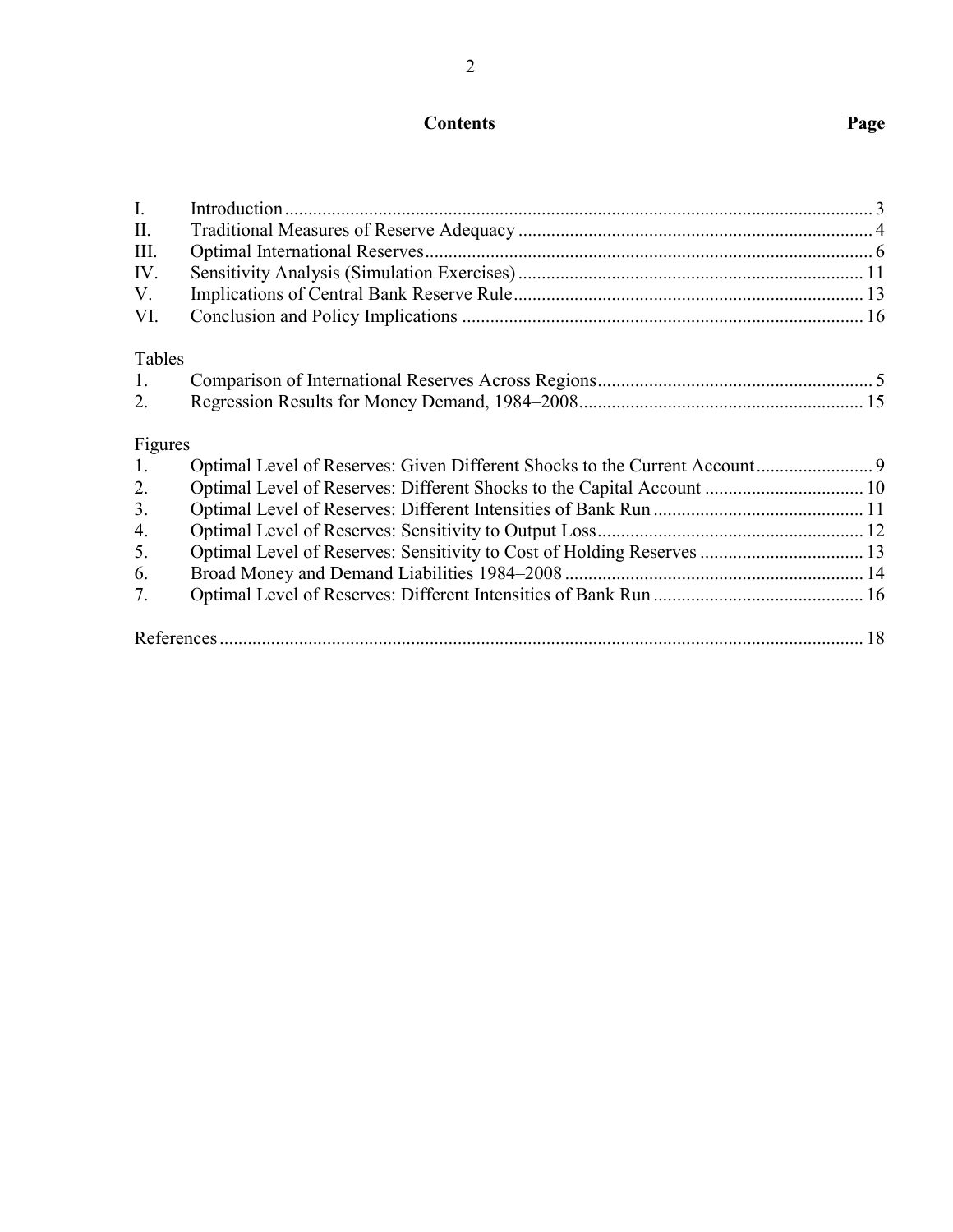# Contents

| | | Page |
|---|---|---|
| I. | Introduction | 3 |
| II. | Traditional Measures of Reserve Adequacy | 4 |
| III. | Optimal International Reserves | 6 |
| IV. | Sensitivity Analysis (Simulation Exercises) | 11 |
| V. | Implications of Central Bank Reserve Rule | 13 |
| VI. | Conclusion and Policy Implications | 16 |

Tables

| | | |
|---|---|---|
| 1. | Comparison of International Reserves Across Regions | 5 |
| 2. | Regression Results for Money Demand, 1984–2008 | 15 |

Figures

| | | |
|---|---|---|
| 1. | Optimal Level of Reserves: Given Different Shocks to the Current Account | 9 |
| 2. | Optimal Level of Reserves: Different Shocks to the Capital Account | 10 |
| 3. | Optimal Level of Reserves: Different Intensities of Bank Run | 11 |
| 4. | Optimal Level of Reserves: Sensitivity to Output Loss | 12 |
| 5. | Optimal Level of Reserves: Sensitivity to Cost of Holding Reserves | 13 |
| 6. | Broad Money and Demand Liabilities 1984–2008 | 14 |
| 7. | Optimal Level of Reserves: Different Intensities of Bank Run | 16 |

References ........ 18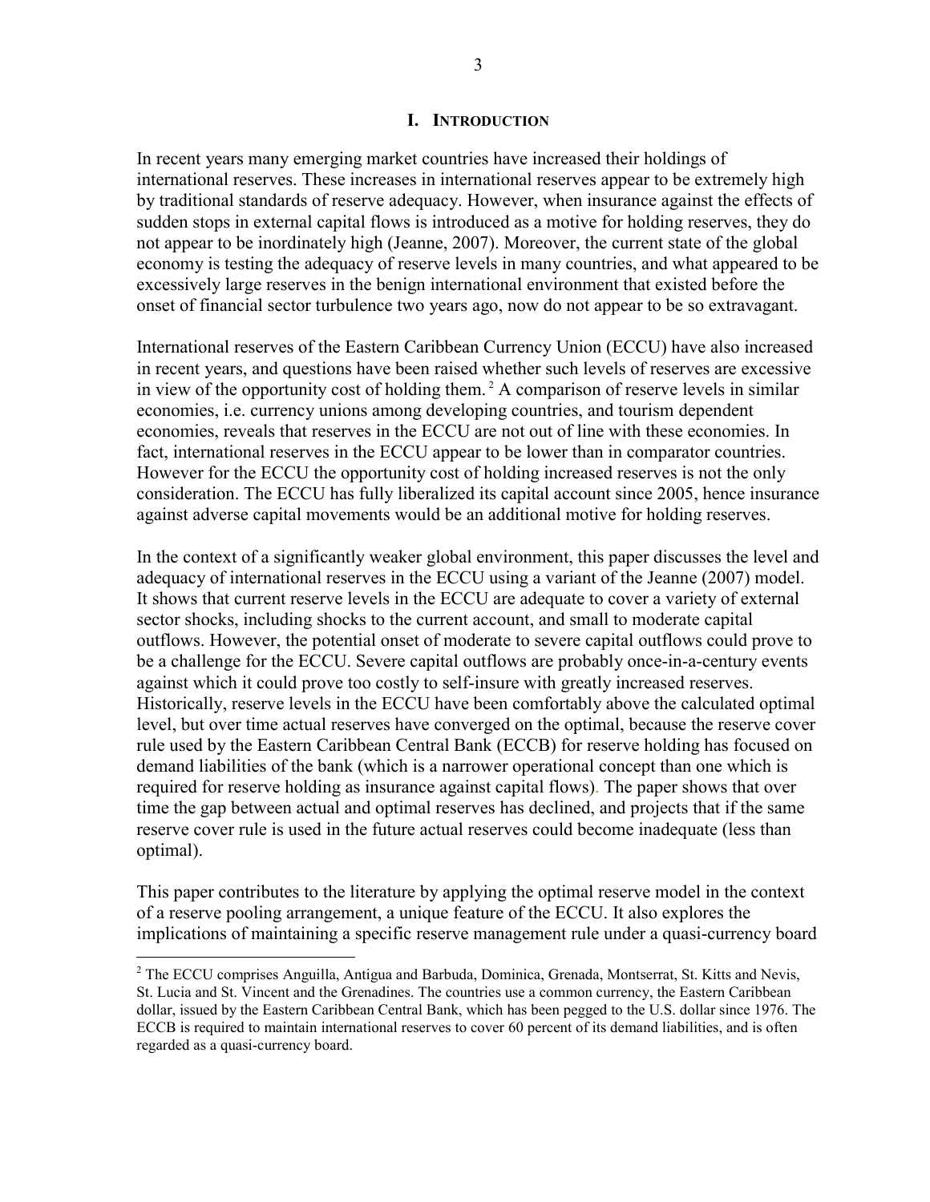# I. INTRODUCTION

In recent years many emerging market countries have increased their holdings of international reserves. These increases in international reserves appear to be extremely high by traditional standards of reserve adequacy. However, when insurance against the effects of sudden stops in external capital flows is introduced as a motive for holding reserves, they do not appear to be inordinately high (Jeanne, 2007). Moreover, the current state of the global economy is testing the adequacy of reserve levels in many countries, and what appeared to be excessively large reserves in the benign international environment that existed before the onset of financial sector turbulence two years ago, now do not appear to be so extravagant.

International reserves of the Eastern Caribbean Currency Union (ECCU) have also increased in recent years, and questions have been raised whether such levels of reserves are excessive in view of the opportunity cost of holding them. [2] A comparison of reserve levels in similar economies, i.e. currency unions among developing countries, and tourism dependent economies, reveals that reserves in the ECCU are not out of line with these economies. In fact, international reserves in the ECCU appear to be lower than in comparator countries. However for the ECCU the opportunity cost of holding increased reserves is not the only consideration. The ECCU has fully liberalized its capital account since 2005, hence insurance against adverse capital movements would be an additional motive for holding reserves.

In the context of a significantly weaker global environment, this paper discusses the level and adequacy of international reserves in the ECCU using a variant of the Jeanne (2007) model. It shows that current reserve levels in the ECCU are adequate to cover a variety of external sector shocks, including shocks to the current account, and small to moderate capital outflows. However, the potential onset of moderate to severe capital outflows could prove to be a challenge for the ECCU. Severe capital outflows are probably once-in-a-century events against which it could prove too costly to self-insure with greatly increased reserves. Historically, reserve levels in the ECCU have been comfortably above the calculated optimal level, but over time actual reserves have converged on the optimal, because the reserve cover rule used by the Eastern Caribbean Central Bank (ECCB) for reserve holding has focused on demand liabilities of the bank (which is a narrower operational concept than one which is required for reserve holding as insurance against capital flows). The paper shows that over time the gap between actual and optimal reserves has declined, and projects that if the same reserve cover rule is used in the future actual reserves could become inadequate (less than optimal).

This paper contributes to the literature by applying the optimal reserve model in the context of a reserve pooling arrangement, a unique feature of the ECCU. It also explores the implications of maintaining a specific reserve management rule under a quasi-currency board

[2] The ECCU comprises Anguilla, Antigua and Barbuda, Dominica, Grenada, Montserrat, St. Kitts and Nevis, St. Lucia and St. Vincent and the Grenadines. The countries use a common currency, the Eastern Caribbean dollar, issued by the Eastern Caribbean Central Bank, which has been pegged to the U.S. dollar since 1976. The ECCB is required to maintain international reserves to cover 60 percent of its demand liabilities, and is often regarded as a quasi-currency board.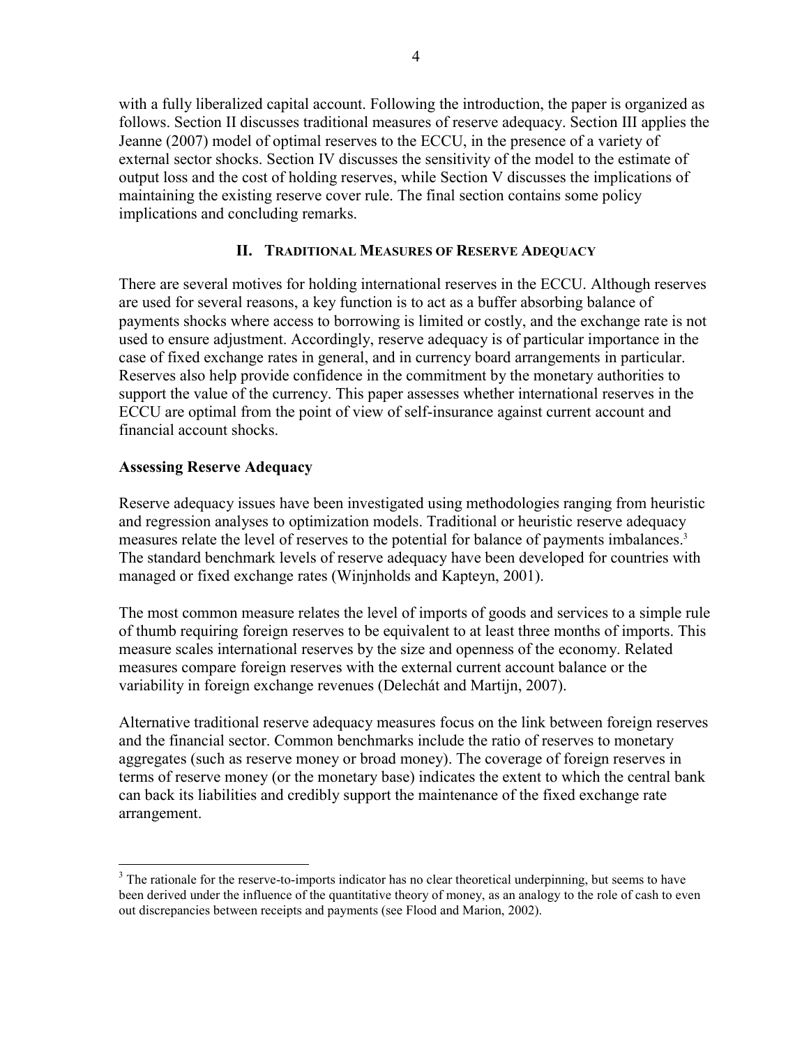with a fully liberalized capital account. Following the introduction, the paper is organized as follows. Section II discusses traditional measures of reserve adequacy. Section III applies the Jeanne (2007) model of optimal reserves to the ECCU, in the presence of a variety of external sector shocks. Section IV discusses the sensitivity of the model to the estimate of output loss and the cost of holding reserves, while Section V discusses the implications of maintaining the existing reserve cover rule. The final section contains some policy implications and concluding remarks.

## II. Traditional Measures of Reserve Adequacy

There are several motives for holding international reserves in the ECCU. Although reserves are used for several reasons, a key function is to act as a buffer absorbing balance of payments shocks where access to borrowing is limited or costly, and the exchange rate is not used to ensure adjustment. Accordingly, reserve adequacy is of particular importance in the case of fixed exchange rates in general, and in currency board arrangements in particular. Reserves also help provide confidence in the commitment by the monetary authorities to support the value of the currency. This paper assesses whether international reserves in the ECCU are optimal from the point of view of self-insurance against current account and financial account shocks.

### Assessing Reserve Adequacy

Reserve adequacy issues have been investigated using methodologies ranging from heuristic and regression analyses to optimization models. Traditional or heuristic reserve adequacy measures relate the level of reserves to the potential for balance of payments imbalances.[3] The standard benchmark levels of reserve adequacy have been developed for countries with managed or fixed exchange rates (Winjnholds and Kapteyn, 2001).

The most common measure relates the level of imports of goods and services to a simple rule of thumb requiring foreign reserves to be equivalent to at least three months of imports. This measure scales international reserves by the size and openness of the economy. Related measures compare foreign reserves with the external current account balance or the variability in foreign exchange revenues (Delechát and Martijn, 2007).

Alternative traditional reserve adequacy measures focus on the link between foreign reserves and the financial sector. Common benchmarks include the ratio of reserves to monetary aggregates (such as reserve money or broad money). The coverage of foreign reserves in terms of reserve money (or the monetary base) indicates the extent to which the central bank can back its liabilities and credibly support the maintenance of the fixed exchange rate arrangement.

[3] The rationale for the reserve-to-imports indicator has no clear theoretical underpinning, but seems to have been derived under the influence of the quantitative theory of money, as an analogy to the role of cash to even out discrepancies between receipts and payments (see Flood and Marion, 2002).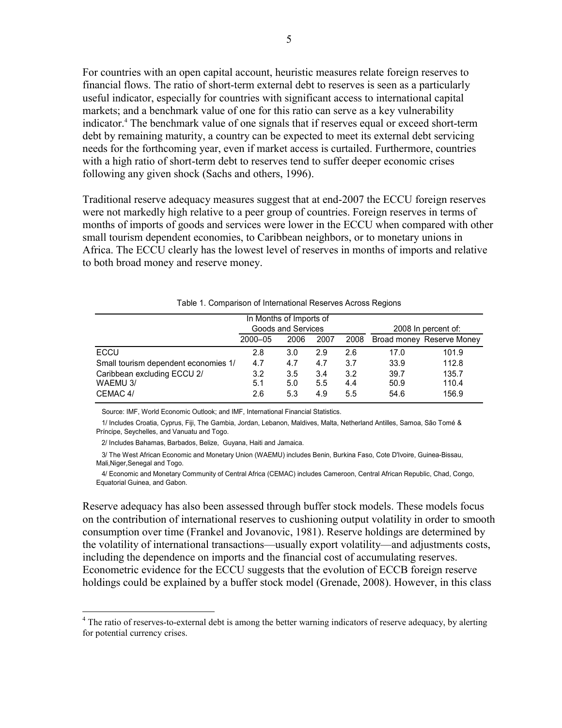For countries with an open capital account, heuristic measures relate foreign reserves to financial flows. The ratio of short-term external debt to reserves is seen as a particularly useful indicator, especially for countries with significant access to international capital markets; and a benchmark value of one for this ratio can serve as a key vulnerability indicator.[4] The benchmark value of one signals that if reserves equal or exceed short-term debt by remaining maturity, a country can be expected to meet its external debt servicing needs for the forthcoming year, even if market access is curtailed. Furthermore, countries with a high ratio of short-term debt to reserves tend to suffer deeper economic crises following any given shock (Sachs and others, 1996).

Traditional reserve adequacy measures suggest that at end-2007 the ECCU foreign reserves were not markedly high relative to a peer group of countries. Foreign reserves in terms of months of imports of goods and services were lower in the ECCU when compared with other small tourism dependent economies, to Caribbean neighbors, or to monetary unions in Africa. The ECCU clearly has the lowest level of reserves in months of imports and relative to both broad money and reserve money.

Table 1. Comparison of International Reserves Across Regions

| | In Months of Imports of Goods and Services | | | | 2008 In percent of: | |
|---|---|---|---|---|---|---|
| | 2000–05 | 2006 | 2007 | 2008 | Broad money | Reserve Money |
| ECCU | 2.8 | 3.0 | 2.9 | 2.6 | 17.0 | 101.9 |
| Small tourism dependent economies 1/ | 4.7 | 4.7 | 4.7 | 3.7 | 33.9 | 112.8 |
| Caribbean excluding ECCU 2/ | 3.2 | 3.5 | 3.4 | 3.2 | 39.7 | 135.7 |
| WAEMU 3/ | 5.1 | 5.0 | 5.5 | 4.4 | 50.9 | 110.4 |
| CEMAC 4/ | 2.6 | 5.3 | 4.9 | 5.5 | 54.6 | 156.9 |

Source: IMF, World Economic Outlook; and IMF, International Financial Statistics.

1/ Includes Croatia, Cyprus, Fiji, The Gambia, Jordan, Lebanon, Maldives, Malta, Netherland Antilles, Samoa, São Tomé & Príncipe, Seychelles, and Vanuatu and Togo.

2/ Includes Bahamas, Barbados, Belize, Guyana, Haiti and Jamaica.

3/ The West African Economic and Monetary Union (WAEMU) includes Benin, Burkina Faso, Cote D'Ivoire, Guinea-Bissau, Mali,Niger,Senegal and Togo.

4/ Economic and Monetary Community of Central Africa (CEMAC) includes Cameroon, Central African Republic, Chad, Congo, Equatorial Guinea, and Gabon.

Reserve adequacy has also been assessed through buffer stock models. These models focus on the contribution of international reserves to cushioning output volatility in order to smooth consumption over time (Frankel and Jovanovic, 1981). Reserve holdings are determined by the volatility of international transactions—usually export volatility—and adjustments costs, including the dependence on imports and the financial cost of accumulating reserves. Econometric evidence for the ECCU suggests that the evolution of ECCB foreign reserve holdings could be explained by a buffer stock model (Grenade, 2008). However, in this class

[4] The ratio of reserves-to-external debt is among the better warning indicators of reserve adequacy, by alerting for potential currency crises.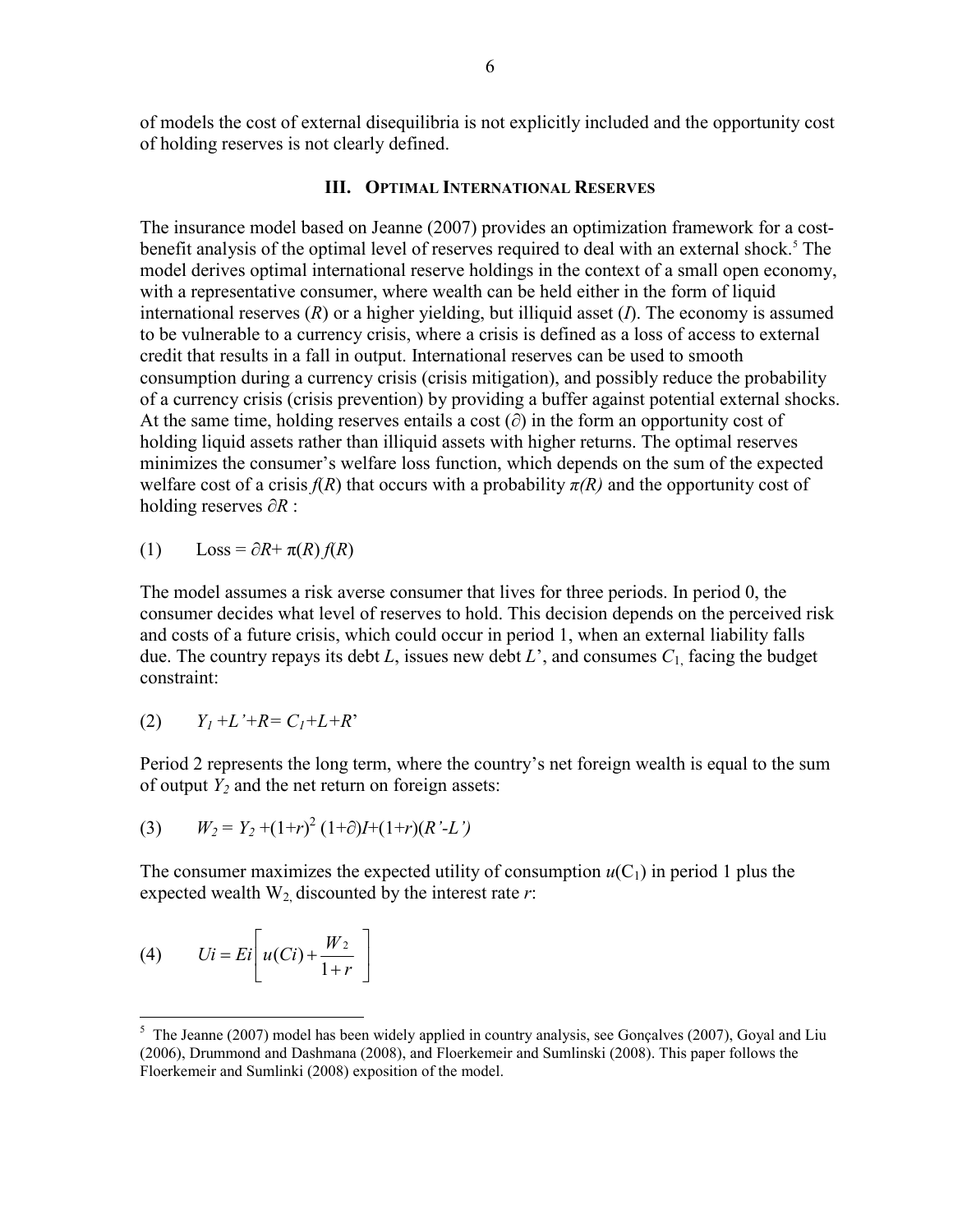of models the cost of external disequilibria is not explicitly included and the opportunity cost of holding reserves is not clearly defined.

## III. Optimal International Reserves

The insurance model based on Jeanne (2007) provides an optimization framework for a cost-benefit analysis of the optimal level of reserves required to deal with an external shock.[5] The model derives optimal international reserve holdings in the context of a small open economy, with a representative consumer, where wealth can be held either in the form of liquid international reserves ($R$) or a higher yielding, but illiquid asset ($I$). The economy is assumed to be vulnerable to a currency crisis, where a crisis is defined as a loss of access to external credit that results in a fall in output. International reserves can be used to smooth consumption during a currency crisis (crisis mitigation), and possibly reduce the probability of a currency crisis (crisis prevention) by providing a buffer against potential external shocks. At the same time, holding reserves entails a cost ($\partial$) in the form an opportunity cost of holding liquid assets rather than illiquid assets with higher returns. The optimal reserves minimizes the consumer's welfare loss function, which depends on the sum of the expected welfare cost of a crisis $f(R)$ that occurs with a probability $\pi(R)$ and the opportunity cost of holding reserves $\partial R$ :

$$(1) \qquad \text{Loss} = \partial R + \pi(R)\, f(R)$$

The model assumes a risk averse consumer that lives for three periods. In period 0, the consumer decides what level of reserves to hold. This decision depends on the perceived risk and costs of a future crisis, which could occur in period 1, when an external liability falls due. The country repays its debt $L$, issues new debt $L'$, and consumes $C_1$, facing the budget constraint:

$$(2) \qquad Y_1 + L' + R = C_1 + L + R'$$

Period 2 represents the long term, where the country's net foreign wealth is equal to the sum of output $Y_2$ and the net return on foreign assets:

$$(3) \qquad W_2 = Y_2 + (1+r)^2\,(1+\partial)I + (1+r)(R' - L')$$

The consumer maximizes the expected utility of consumption $u(C_1)$ in period 1 plus the expected wealth $W_2$, discounted by the interest rate $r$:

$$(4) \qquad Ui = Ei\left[ u(Ci) + \frac{W_2}{1+r} \right]$$

[5] The Jeanne (2007) model has been widely applied in country analysis, see Gonçalves (2007), Goyal and Liu (2006), Drummond and Dashmana (2008), and Floerkemeir and Sumlinski (2008). This paper follows the Floerkemeir and Sumlinki (2008) exposition of the model.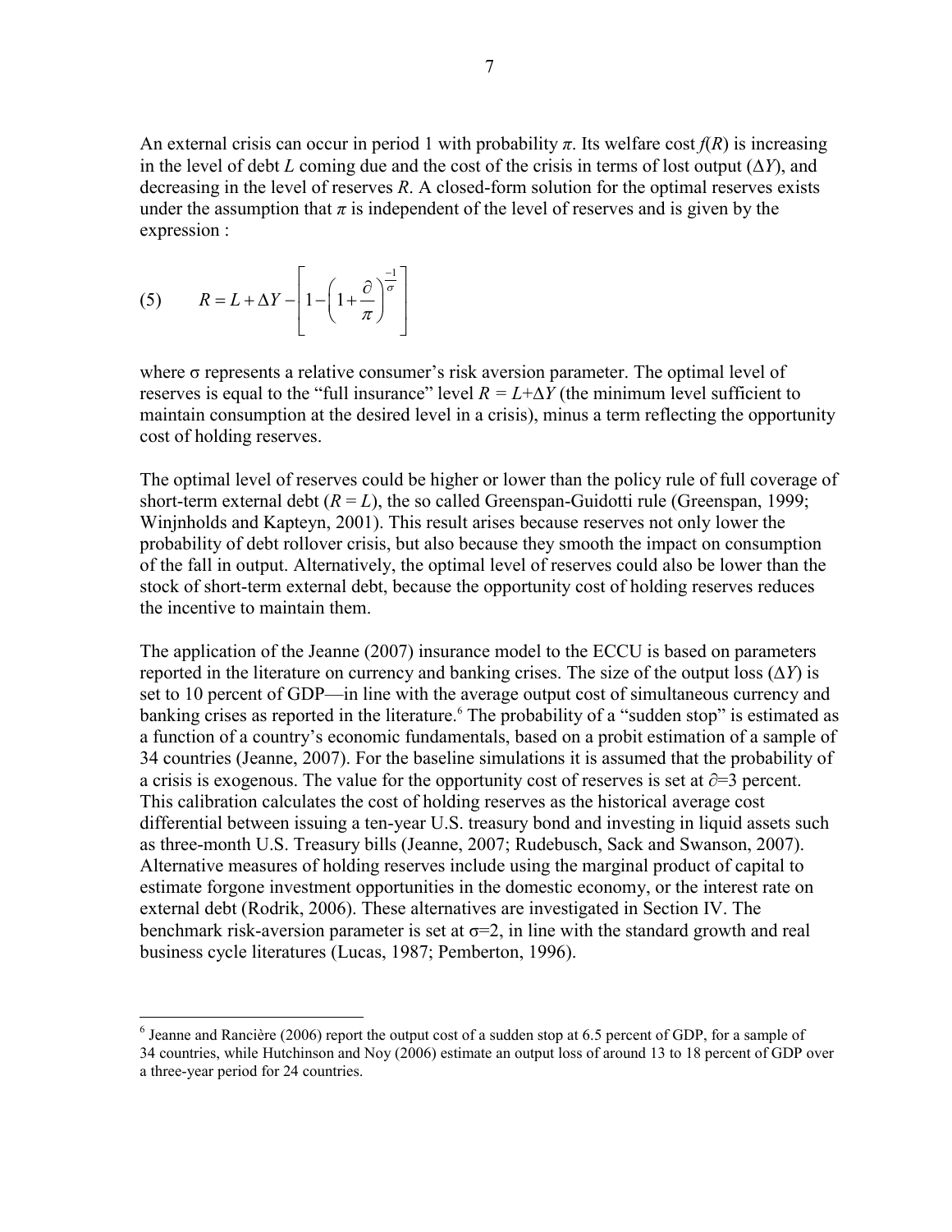An external crisis can occur in period 1 with probability $\pi$. Its welfare cost $f(R)$ is increasing in the level of debt $L$ coming due and the cost of the crisis in terms of lost output ($\Delta Y$), and decreasing in the level of reserves $R$. A closed-form solution for the optimal reserves exists under the assumption that $\pi$ is independent of the level of reserves and is given by the expression :

$$(5) \qquad R = L + \Delta Y - \left[ 1 - \left( 1 + \frac{\partial}{\pi} \right)^{\frac{-1}{\sigma}} \right]$$

where σ represents a relative consumer's risk aversion parameter. The optimal level of reserves is equal to the "full insurance" level $R = L + \Delta Y$ (the minimum level sufficient to maintain consumption at the desired level in a crisis), minus a term reflecting the opportunity cost of holding reserves.

The optimal level of reserves could be higher or lower than the policy rule of full coverage of short-term external debt ($R = L$), the so called Greenspan-Guidotti rule (Greenspan, 1999; Winjnholds and Kapteyn, 2001). This result arises because reserves not only lower the probability of debt rollover crisis, but also because they smooth the impact on consumption of the fall in output. Alternatively, the optimal level of reserves could also be lower than the stock of short-term external debt, because the opportunity cost of holding reserves reduces the incentive to maintain them.

The application of the Jeanne (2007) insurance model to the ECCU is based on parameters reported in the literature on currency and banking crises. The size of the output loss ($\Delta Y$) is set to 10 percent of GDP—in line with the average output cost of simultaneous currency and banking crises as reported in the literature.[6] The probability of a "sudden stop" is estimated as a function of a country's economic fundamentals, based on a probit estimation of a sample of 34 countries (Jeanne, 2007). For the baseline simulations it is assumed that the probability of a crisis is exogenous. The value for the opportunity cost of reserves is set at $\partial$=3 percent. This calibration calculates the cost of holding reserves as the historical average cost differential between issuing a ten-year U.S. treasury bond and investing in liquid assets such as three-month U.S. Treasury bills (Jeanne, 2007; Rudebusch, Sack and Swanson, 2007). Alternative measures of holding reserves include using the marginal product of capital to estimate forgone investment opportunities in the domestic economy, or the interest rate on external debt (Rodrik, 2006). These alternatives are investigated in Section IV. The benchmark risk-aversion parameter is set at $\sigma$=2, in line with the standard growth and real business cycle literatures (Lucas, 1987; Pemberton, 1996).

[6] Jeanne and Rancière (2006) report the output cost of a sudden stop at 6.5 percent of GDP, for a sample of 34 countries, while Hutchinson and Noy (2006) estimate an output loss of around 13 to 18 percent of GDP over a three-year period for 24 countries.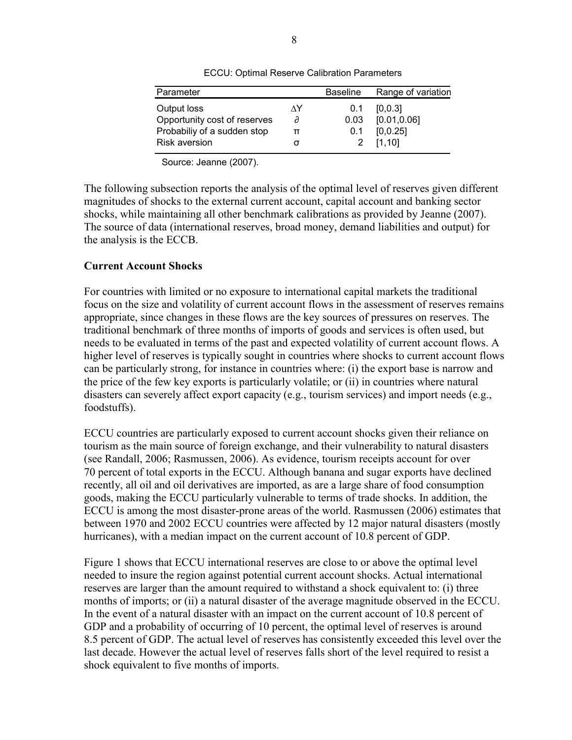ECCU: Optimal Reserve Calibration Parameters

| Parameter | | Baseline | Range of variation |
|---|---|---|---|
| Output loss | $\Delta Y$ | 0.1 | [0,0.3] |
| Opportunity cost of reserves | $\partial$ | 0.03 | [0.01,0.06] |
| Probabiliy of a sudden stop | $\pi$ | 0.1 | [0,0.25] |
| Risk aversion | $\sigma$ | 2 | [1,10] |

Source: Jeanne (2007).

The following subsection reports the analysis of the optimal level of reserves given different magnitudes of shocks to the external current account, capital account and banking sector shocks, while maintaining all other benchmark calibrations as provided by Jeanne (2007). The source of data (international reserves, broad money, demand liabilities and output) for the analysis is the ECCB.

**Current Account Shocks**

For countries with limited or no exposure to international capital markets the traditional focus on the size and volatility of current account flows in the assessment of reserves remains appropriate, since changes in these flows are the key sources of pressures on reserves. The traditional benchmark of three months of imports of goods and services is often used, but needs to be evaluated in terms of the past and expected volatility of current account flows. A higher level of reserves is typically sought in countries where shocks to current account flows can be particularly strong, for instance in countries where: (i) the export base is narrow and the price of the few key exports is particularly volatile; or (ii) in countries where natural disasters can severely affect export capacity (e.g., tourism services) and import needs (e.g., foodstuffs).

ECCU countries are particularly exposed to current account shocks given their reliance on tourism as the main source of foreign exchange, and their vulnerability to natural disasters (see Randall, 2006; Rasmussen, 2006). As evidence, tourism receipts account for over 70 percent of total exports in the ECCU. Although banana and sugar exports have declined recently, all oil and oil derivatives are imported, as are a large share of food consumption goods, making the ECCU particularly vulnerable to terms of trade shocks. In addition, the ECCU is among the most disaster-prone areas of the world. Rasmussen (2006) estimates that between 1970 and 2002 ECCU countries were affected by 12 major natural disasters (mostly hurricanes), with a median impact on the current account of 10.8 percent of GDP.

Figure 1 shows that ECCU international reserves are close to or above the optimal level needed to insure the region against potential current account shocks. Actual international reserves are larger than the amount required to withstand a shock equivalent to: (i) three months of imports; or (ii) a natural disaster of the average magnitude observed in the ECCU. In the event of a natural disaster with an impact on the current account of 10.8 percent of GDP and a probability of occurring of 10 percent, the optimal level of reserves is around 8.5 percent of GDP. The actual level of reserves has consistently exceeded this level over the last decade. However the actual level of reserves falls short of the level required to resist a shock equivalent to five months of imports.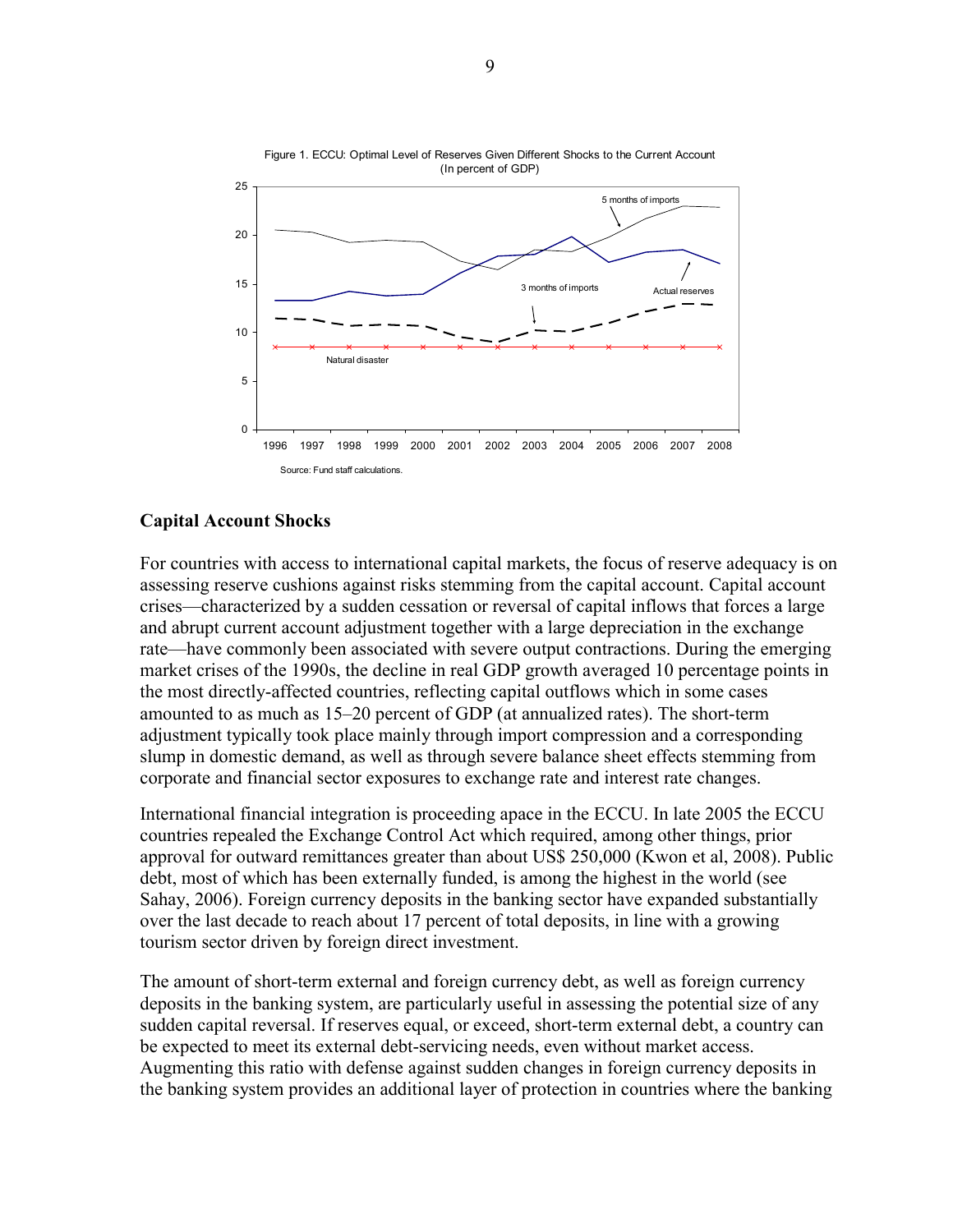Figure 1. ECCU: Optimal Level of Reserves Given Different Shocks to the Current Account (In percent of GDP)

Source: Fund staff calculations.

### Capital Account Shocks

For countries with access to international capital markets, the focus of reserve adequacy is on assessing reserve cushions against risks stemming from the capital account. Capital account crises—characterized by a sudden cessation or reversal of capital inflows that forces a large and abrupt current account adjustment together with a large depreciation in the exchange rate—have commonly been associated with severe output contractions. During the emerging market crises of the 1990s, the decline in real GDP growth averaged 10 percentage points in the most directly-affected countries, reflecting capital outflows which in some cases amounted to as much as 15–20 percent of GDP (at annualized rates). The short-term adjustment typically took place mainly through import compression and a corresponding slump in domestic demand, as well as through severe balance sheet effects stemming from corporate and financial sector exposures to exchange rate and interest rate changes.

International financial integration is proceeding apace in the ECCU. In late 2005 the ECCU countries repealed the Exchange Control Act which required, among other things, prior approval for outward remittances greater than about US$ 250,000 (Kwon et al, 2008). Public debt, most of which has been externally funded, is among the highest in the world (see Sahay, 2006). Foreign currency deposits in the banking sector have expanded substantially over the last decade to reach about 17 percent of total deposits, in line with a growing tourism sector driven by foreign direct investment.

The amount of short-term external and foreign currency debt, as well as foreign currency deposits in the banking system, are particularly useful in assessing the potential size of any sudden capital reversal. If reserves equal, or exceed, short-term external debt, a country can be expected to meet its external debt-servicing needs, even without market access. Augmenting this ratio with defense against sudden changes in foreign currency deposits in the banking system provides an additional layer of protection in countries where the banking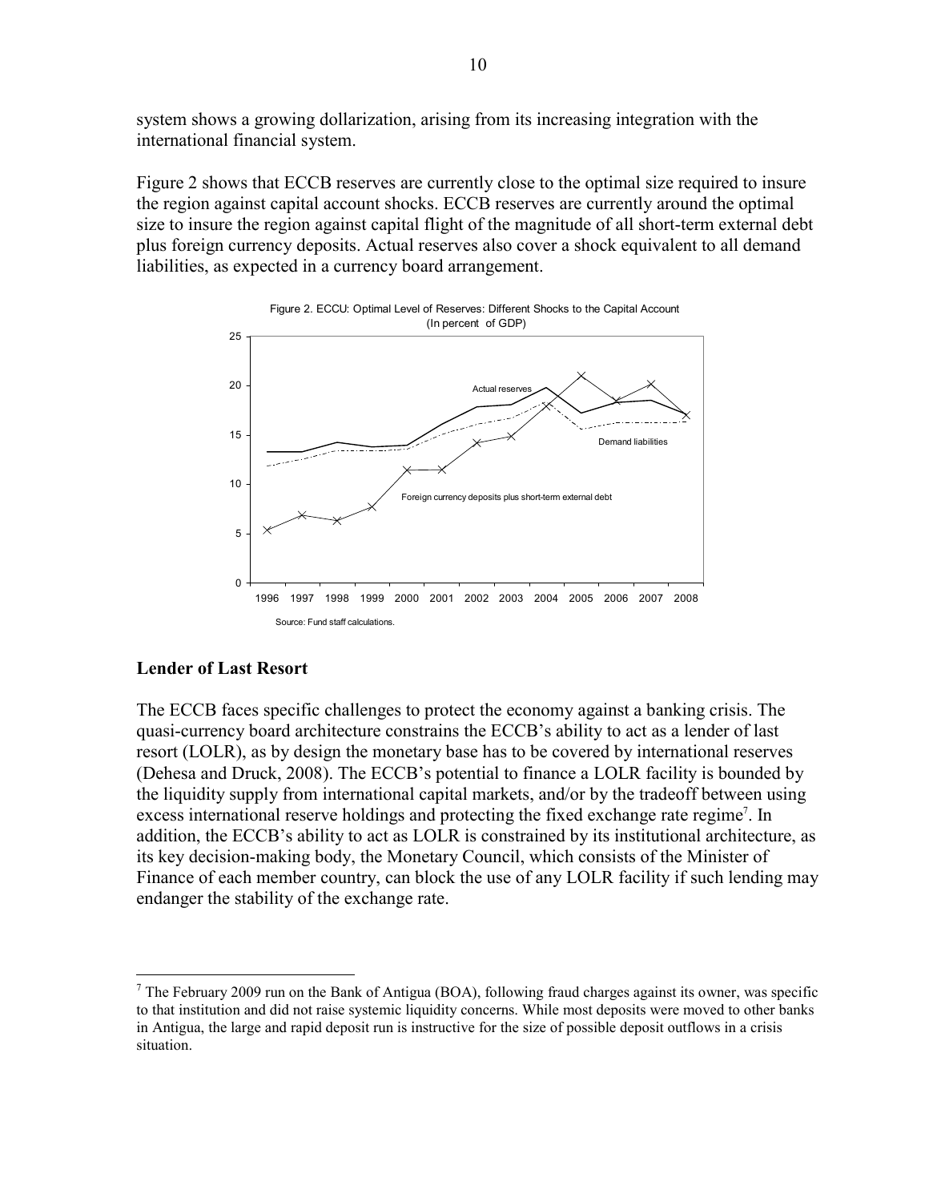system shows a growing dollarization, arising from its increasing integration with the international financial system.

Figure 2 shows that ECCB reserves are currently close to the optimal size required to insure the region against capital account shocks. ECCB reserves are currently around the optimal size to insure the region against capital flight of the magnitude of all short-term external debt plus foreign currency deposits. Actual reserves also cover a shock equivalent to all demand liabilities, as expected in a currency board arrangement.

Figure 2. ECCU: Optimal Level of Reserves: Different Shocks to the Capital Account
(In percent of GDP)

Source: Fund staff calculations.

### Lender of Last Resort

The ECCB faces specific challenges to protect the economy against a banking crisis. The quasi-currency board architecture constrains the ECCB's ability to act as a lender of last resort (LOLR), as by design the monetary base has to be covered by international reserves (Dehesa and Druck, 2008). The ECCB's potential to finance a LOLR facility is bounded by the liquidity supply from international capital markets, and/or by the tradeoff between using excess international reserve holdings and protecting the fixed exchange rate regime[7]. In addition, the ECCB's ability to act as LOLR is constrained by its institutional architecture, as its key decision-making body, the Monetary Council, which consists of the Minister of Finance of each member country, can block the use of any LOLR facility if such lending may endanger the stability of the exchange rate.

[7] The February 2009 run on the Bank of Antigua (BOA), following fraud charges against its owner, was specific to that institution and did not raise systemic liquidity concerns. While most deposits were moved to other banks in Antigua, the large and rapid deposit run is instructive for the size of possible deposit outflows in a crisis situation.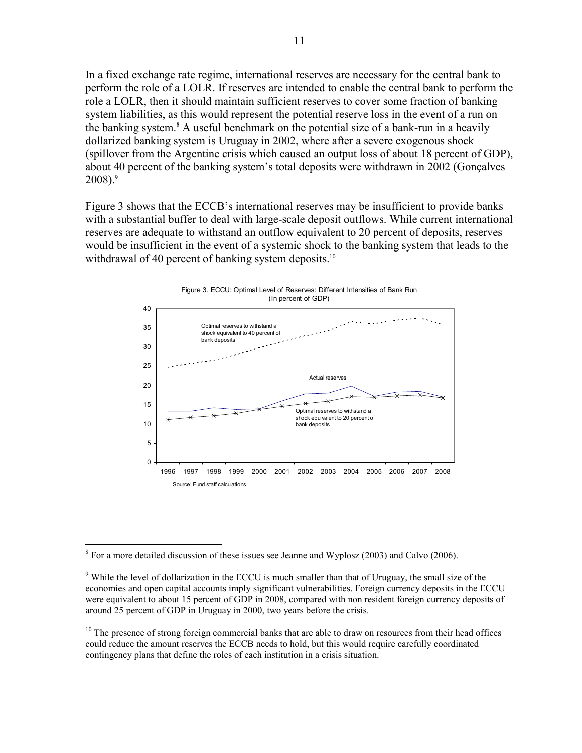In a fixed exchange rate regime, international reserves are necessary for the central bank to perform the role of a LOLR. If reserves are intended to enable the central bank to perform the role a LOLR, then it should maintain sufficient reserves to cover some fraction of banking system liabilities, as this would represent the potential reserve loss in the event of a run on the banking system.[8] A useful benchmark on the potential size of a bank-run in a heavily dollarized banking system is Uruguay in 2002, where after a severe exogenous shock (spillover from the Argentine crisis which caused an output loss of about 18 percent of GDP), about 40 percent of the banking system's total deposits were withdrawn in 2002 (Gonçalves 2008).[9]

Figure 3 shows that the ECCB's international reserves may be insufficient to provide banks with a substantial buffer to deal with large-scale deposit outflows. While current international reserves are adequate to withstand an outflow equivalent to 20 percent of deposits, reserves would be insufficient in the event of a systemic shock to the banking system that leads to the withdrawal of 40 percent of banking system deposits.[10]

Figure 3. ECCU: Optimal Level of Reserves: Different Intensities of Bank Run (In percent of GDP)

Source: Fund staff calculations.

---

[8] For a more detailed discussion of these issues see Jeanne and Wyplosz (2003) and Calvo (2006).

[9] While the level of dollarization in the ECCU is much smaller than that of Uruguay, the small size of the economies and open capital accounts imply significant vulnerabilities. Foreign currency deposits in the ECCU were equivalent to about 15 percent of GDP in 2008, compared with non resident foreign currency deposits of around 25 percent of GDP in Uruguay in 2000, two years before the crisis.

[10] The presence of strong foreign commercial banks that are able to draw on resources from their head offices could reduce the amount reserves the ECCB needs to hold, but this would require carefully coordinated contingency plans that define the roles of each institution in a crisis situation.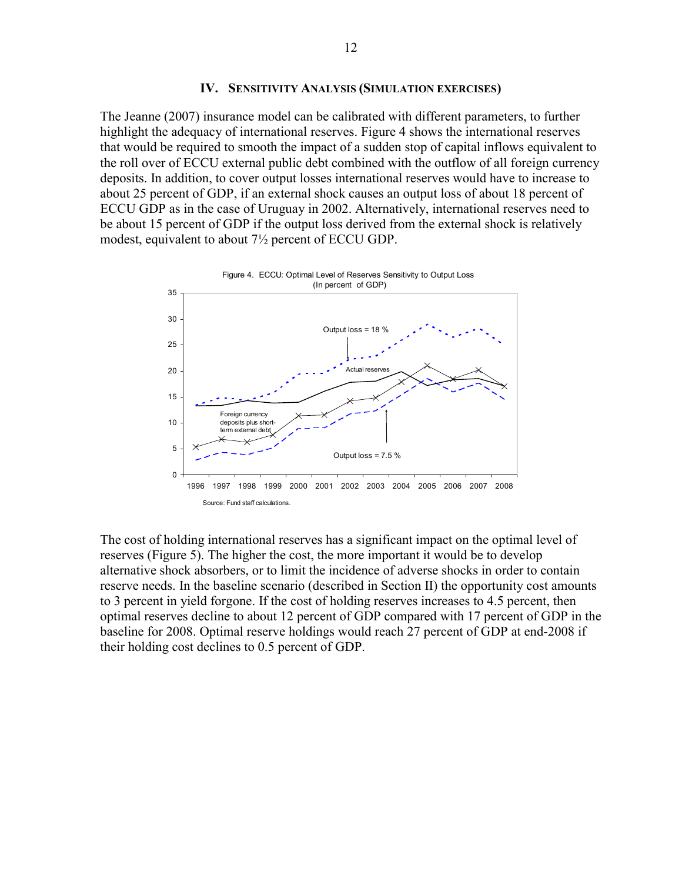## IV. Sensitivity Analysis (Simulation exercises)

The Jeanne (2007) insurance model can be calibrated with different parameters, to further highlight the adequacy of international reserves. Figure 4 shows the international reserves that would be required to smooth the impact of a sudden stop of capital inflows equivalent to the roll over of ECCU external public debt combined with the outflow of all foreign currency deposits. In addition, to cover output losses international reserves would have to increase to about 25 percent of GDP, if an external shock causes an output loss of about 18 percent of ECCU GDP as in the case of Uruguay in 2002. Alternatively, international reserves need to be about 15 percent of GDP if the output loss derived from the external shock is relatively modest, equivalent to about 7½ percent of ECCU GDP.

Figure 4. ECCU: Optimal Level of Reserves Sensitivity to Output Loss
(In percent of GDP)

Source: Fund staff calculations.

The cost of holding international reserves has a significant impact on the optimal level of reserves (Figure 5). The higher the cost, the more important it would be to develop alternative shock absorbers, or to limit the incidence of adverse shocks in order to contain reserve needs. In the baseline scenario (described in Section II) the opportunity cost amounts to 3 percent in yield forgone. If the cost of holding reserves increases to 4.5 percent, then optimal reserves decline to about 12 percent of GDP compared with 17 percent of GDP in the baseline for 2008. Optimal reserve holdings would reach 27 percent of GDP at end-2008 if their holding cost declines to 0.5 percent of GDP.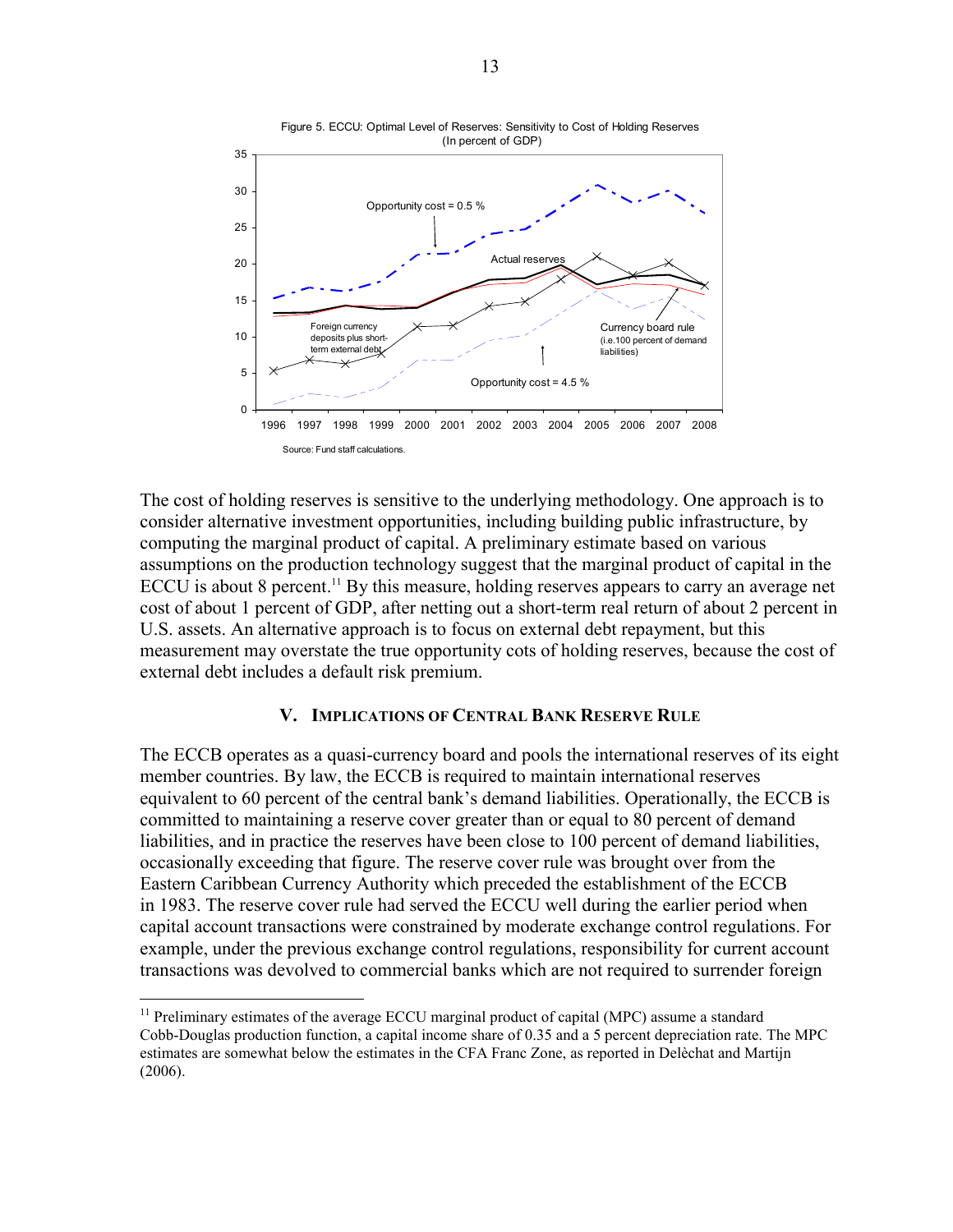Figure 5. ECCU: Optimal Level of Reserves: Sensitivity to Cost of Holding Reserves
(In percent of GDP)

Source: Fund staff calculations.

The cost of holding reserves is sensitive to the underlying methodology. One approach is to consider alternative investment opportunities, including building public infrastructure, by computing the marginal product of capital. A preliminary estimate based on various assumptions on the production technology suggest that the marginal product of capital in the ECCU is about 8 percent.[11] By this measure, holding reserves appears to carry an average net cost of about 1 percent of GDP, after netting out a short-term real return of about 2 percent in U.S. assets. An alternative approach is to focus on external debt repayment, but this measurement may overstate the true opportunity cots of holding reserves, because the cost of external debt includes a default risk premium.

## V. Implications of Central Bank Reserve Rule

The ECCB operates as a quasi-currency board and pools the international reserves of its eight member countries. By law, the ECCB is required to maintain international reserves equivalent to 60 percent of the central bank's demand liabilities. Operationally, the ECCB is committed to maintaining a reserve cover greater than or equal to 80 percent of demand liabilities, and in practice the reserves have been close to 100 percent of demand liabilities, occasionally exceeding that figure. The reserve cover rule was brought over from the Eastern Caribbean Currency Authority which preceded the establishment of the ECCB in 1983. The reserve cover rule had served the ECCU well during the earlier period when capital account transactions were constrained by moderate exchange control regulations. For example, under the previous exchange control regulations, responsibility for current account transactions was devolved to commercial banks which are not required to surrender foreign

[11] Preliminary estimates of the average ECCU marginal product of capital (MPC) assume a standard Cobb-Douglas production function, a capital income share of 0.35 and a 5 percent depreciation rate. The MPC estimates are somewhat below the estimates in the CFA Franc Zone, as reported in Delèchat and Martijn (2006).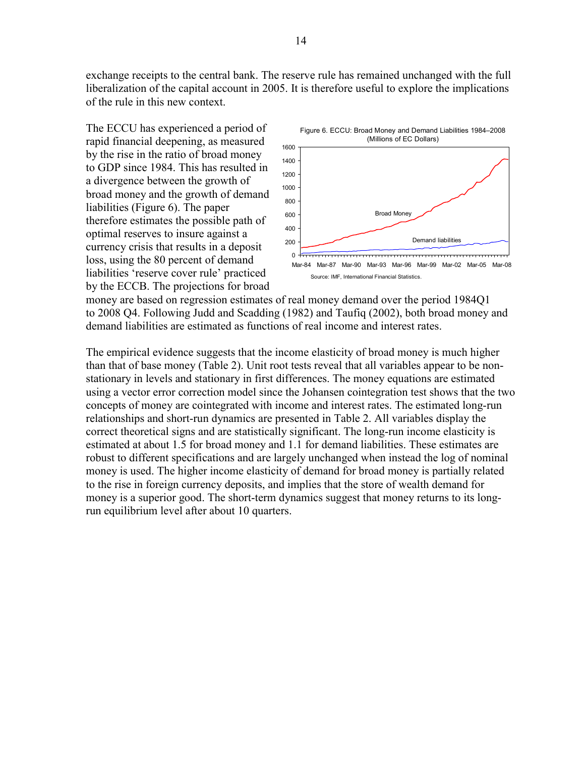exchange receipts to the central bank. The reserve rule has remained unchanged with the full liberalization of the capital account in 2005. It is therefore useful to explore the implications of the rule in this new context.

The ECCU has experienced a period of rapid financial deepening, as measured by the rise in the ratio of broad money to GDP since 1984. This has resulted in a divergence between the growth of broad money and the growth of demand liabilities (Figure 6). The paper therefore estimates the possible path of optimal reserves to insure against a currency crisis that results in a deposit loss, using the 80 percent of demand liabilities 'reserve cover rule' practiced by the ECCB. The projections for broad money are based on regression estimates of real money demand over the period 1984Q1 to 2008 Q4. Following Judd and Scadding (1982) and Taufiq (2002), both broad money and demand liabilities are estimated as functions of real income and interest rates.

Figure 6. ECCU: Broad Money and Demand Liabilities 1984–2008
(Millions of EC Dollars)

Source: IMF, International Financial Statistics.

The empirical evidence suggests that the income elasticity of broad money is much higher than that of base money (Table 2). Unit root tests reveal that all variables appear to be non-stationary in levels and stationary in first differences. The money equations are estimated using a vector error correction model since the Johansen cointegration test shows that the two concepts of money are cointegrated with income and interest rates. The estimated long-run relationships and short-run dynamics are presented in Table 2. All variables display the correct theoretical signs and are statistically significant. The long-run income elasticity is estimated at about 1.5 for broad money and 1.1 for demand liabilities. These estimates are robust to different specifications and are largely unchanged when instead the log of nominal money is used. The higher income elasticity of demand for broad money is partially related to the rise in foreign currency deposits, and implies that the store of wealth demand for money is a superior good. The short-term dynamics suggest that money returns to its long-run equilibrium level after about 10 quarters.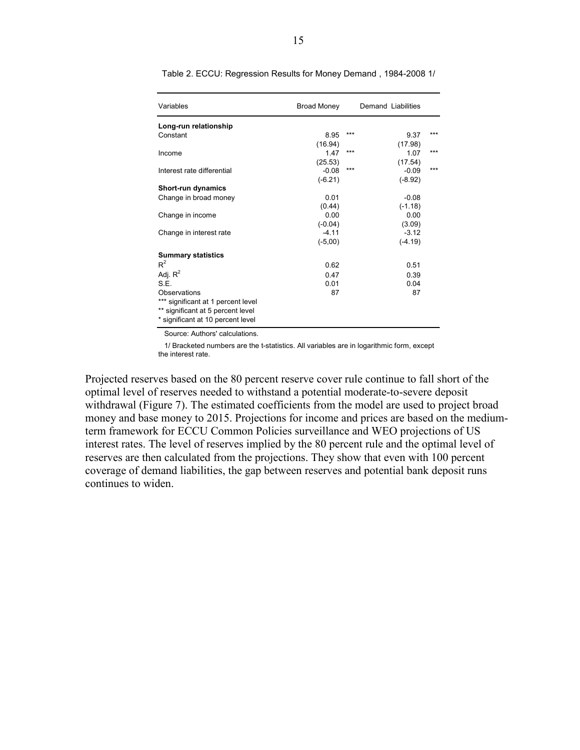Table 2. ECCU: Regression Results for Money Demand , 1984-2008 1/

| Variables | Broad Money | | Demand Liabilities | |
|---|---|---|---|---|
| **Long-run relationship** | | | | |
| Constant | 8.95 | *** | 9.37 | *** |
| | (16.94) | | (17.98) | |
| Income | 1.47 | *** | 1.07 | *** |
| | (25.53) | | (17.54) | |
| Interest rate differential | -0.08 | *** | -0.09 | *** |
| | (-6.21) | | (-8.92) | |
| **Short-run dynamics** | | | | |
| Change in broad money | 0.01 | | -0.08 | |
| | (0.44) | | (-1.18) | |
| Change in income | 0.00 | | 0.00 | |
| | (-0.04) | | (3.09) | |
| Change in interest rate | -4.11 | | -3.12 | |
| | (-5,00) | | (-4.19) | |
| **Summary statistics** | | | | |
| $R^2$ | 0.62 | | 0.51 | |
| Adj. $R^2$ | 0.47 | | 0.39 | |
| S.E. | 0.01 | | 0.04 | |
| Observations | 87 | | 87 | |
| *** significant at 1 percent level | | | | |
| ** significant at 5 percent level | | | | |
| * significant at 10 percent level | | | | |

Source: Authors' calculations.

1/ Bracketed numbers are the t-statistics. All variables are in logarithmic form, except the interest rate.

Projected reserves based on the 80 percent reserve cover rule continue to fall short of the optimal level of reserves needed to withstand a potential moderate-to-severe deposit withdrawal (Figure 7). The estimated coefficients from the model are used to project broad money and base money to 2015. Projections for income and prices are based on the medium-term framework for ECCU Common Policies surveillance and WEO projections of US interest rates. The level of reserves implied by the 80 percent rule and the optimal level of reserves are then calculated from the projections. They show that even with 100 percent coverage of demand liabilities, the gap between reserves and potential bank deposit runs continues to widen.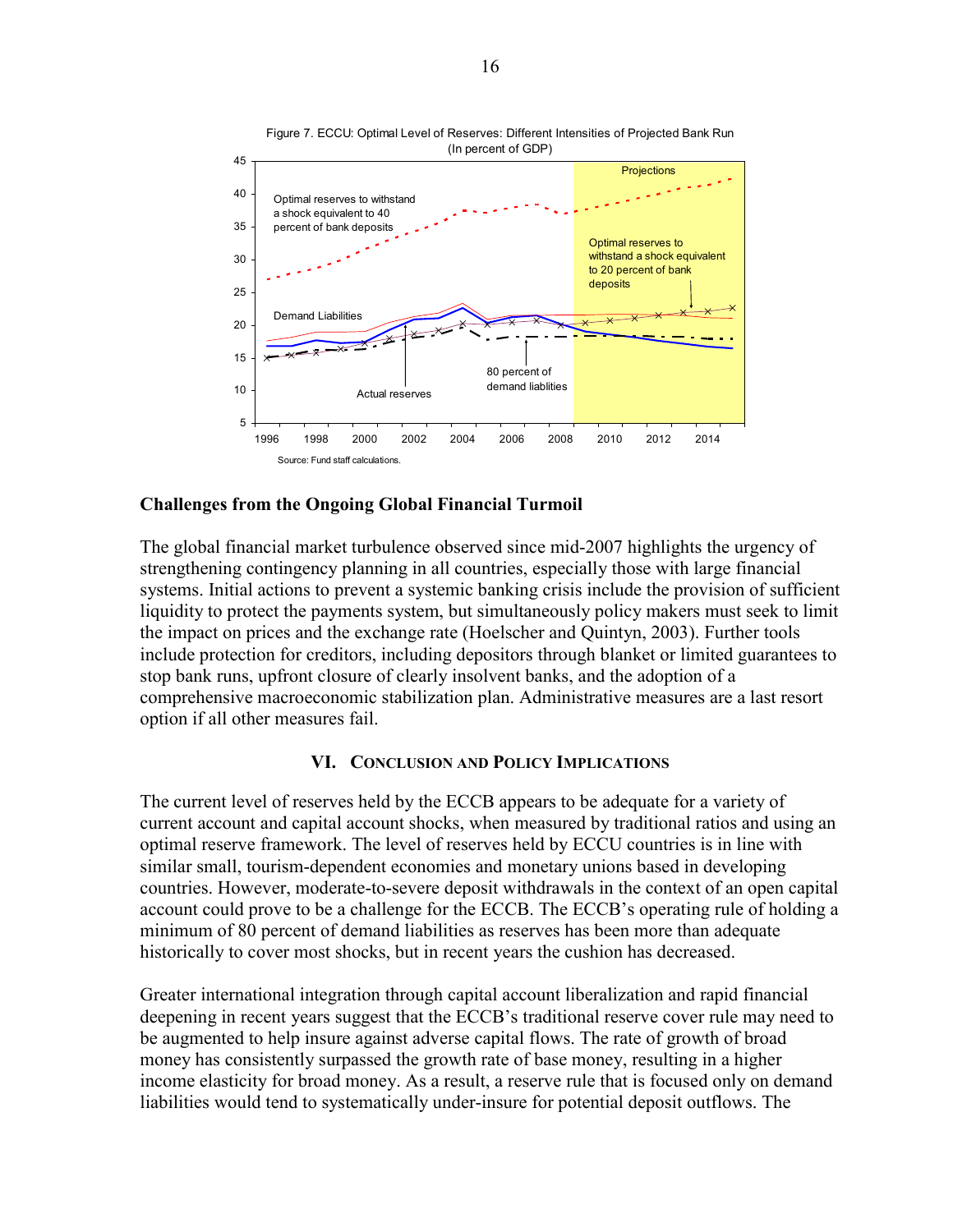Figure 7. ECCU: Optimal Level of Reserves: Different Intensities of Projected Bank Run
(In percent of GDP)

Source: Fund staff calculations.

## Challenges from the Ongoing Global Financial Turmoil

The global financial market turbulence observed since mid-2007 highlights the urgency of strengthening contingency planning in all countries, especially those with large financial systems. Initial actions to prevent a systemic banking crisis include the provision of sufficient liquidity to protect the payments system, but simultaneously policy makers must seek to limit the impact on prices and the exchange rate (Hoelscher and Quintyn, 2003). Further tools include protection for creditors, including depositors through blanket or limited guarantees to stop bank runs, upfront closure of clearly insolvent banks, and the adoption of a comprehensive macroeconomic stabilization plan. Administrative measures are a last resort option if all other measures fail.

# VI. Conclusion and Policy Implications

The current level of reserves held by the ECCB appears to be adequate for a variety of current account and capital account shocks, when measured by traditional ratios and using an optimal reserve framework. The level of reserves held by ECCU countries is in line with similar small, tourism-dependent economies and monetary unions based in developing countries. However, moderate-to-severe deposit withdrawals in the context of an open capital account could prove to be a challenge for the ECCB. The ECCB's operating rule of holding a minimum of 80 percent of demand liabilities as reserves has been more than adequate historically to cover most shocks, but in recent years the cushion has decreased.

Greater international integration through capital account liberalization and rapid financial deepening in recent years suggest that the ECCB's traditional reserve cover rule may need to be augmented to help insure against adverse capital flows. The rate of growth of broad money has consistently surpassed the growth rate of base money, resulting in a higher income elasticity for broad money. As a result, a reserve rule that is focused only on demand liabilities would tend to systematically under-insure for potential deposit outflows. The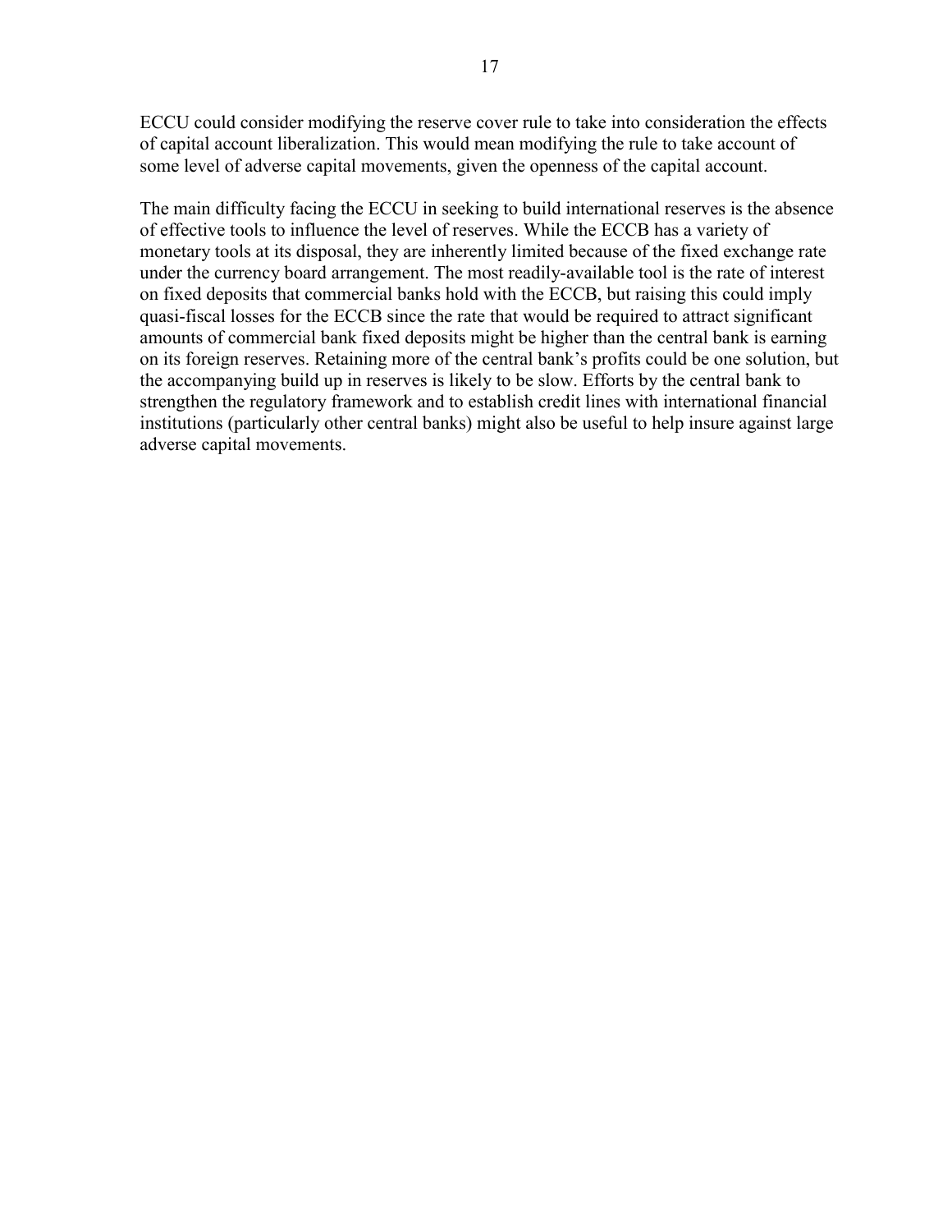ECCU could consider modifying the reserve cover rule to take into consideration the effects of capital account liberalization. This would mean modifying the rule to take account of some level of adverse capital movements, given the openness of the capital account.

The main difficulty facing the ECCU in seeking to build international reserves is the absence of effective tools to influence the level of reserves. While the ECCB has a variety of monetary tools at its disposal, they are inherently limited because of the fixed exchange rate under the currency board arrangement. The most readily-available tool is the rate of interest on fixed deposits that commercial banks hold with the ECCB, but raising this could imply quasi-fiscal losses for the ECCB since the rate that would be required to attract significant amounts of commercial bank fixed deposits might be higher than the central bank is earning on its foreign reserves. Retaining more of the central bank's profits could be one solution, but the accompanying build up in reserves is likely to be slow. Efforts by the central bank to strengthen the regulatory framework and to establish credit lines with international financial institutions (particularly other central banks) might also be useful to help insure against large adverse capital movements.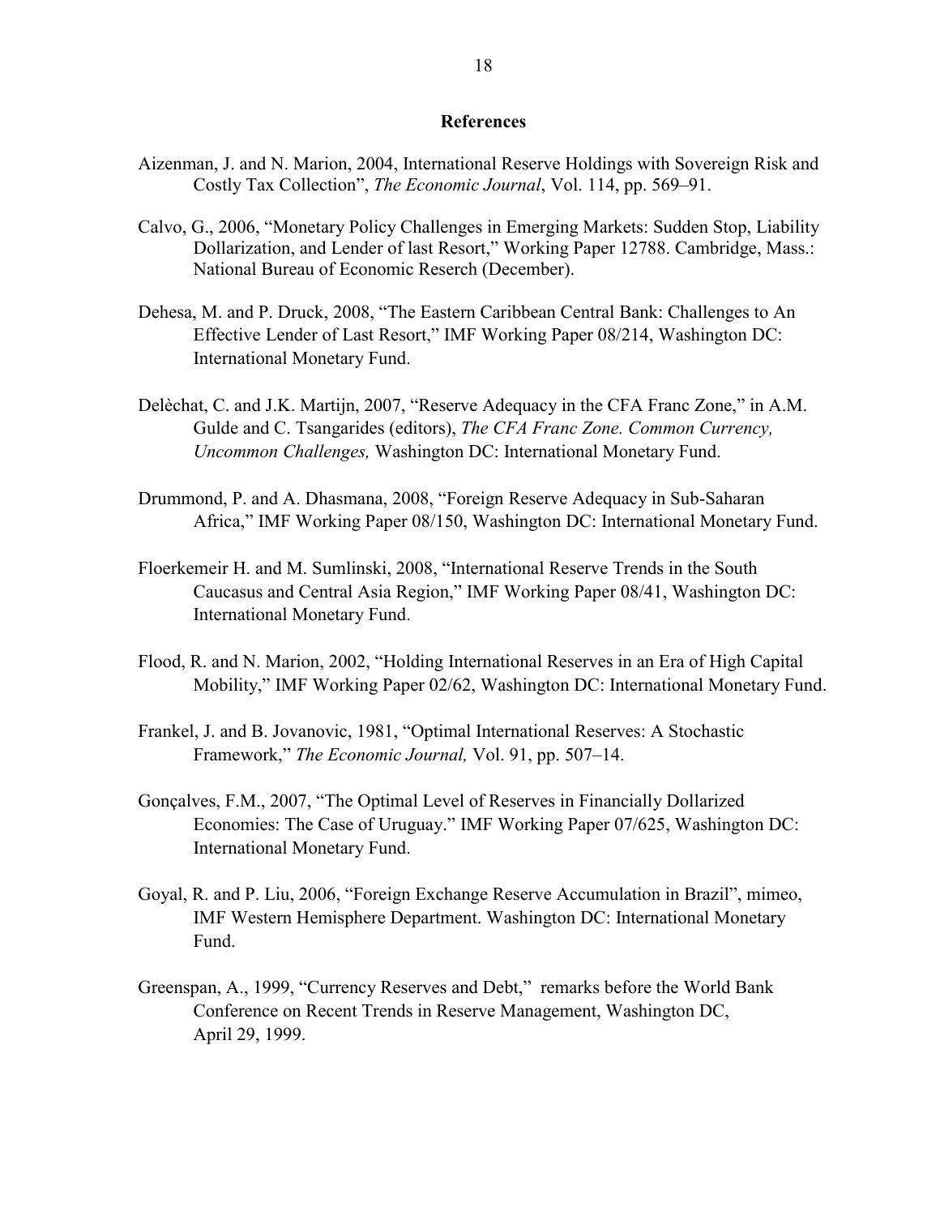## References

Aizenman, J. and N. Marion, 2004, International Reserve Holdings with Sovereign Risk and Costly Tax Collection", *The Economic Journal*, Vol. 114, pp. 569–91.

Calvo, G., 2006, "Monetary Policy Challenges in Emerging Markets: Sudden Stop, Liability Dollarization, and Lender of last Resort," Working Paper 12788. Cambridge, Mass.: National Bureau of Economic Reserch (December).

Dehesa, M. and P. Druck, 2008, "The Eastern Caribbean Central Bank: Challenges to An Effective Lender of Last Resort," IMF Working Paper 08/214, Washington DC: International Monetary Fund.

Delèchat, C. and J.K. Martijn, 2007, "Reserve Adequacy in the CFA Franc Zone," in A.M. Gulde and C. Tsangarides (editors), *The CFA Franc Zone. Common Currency, Uncommon Challenges,* Washington DC: International Monetary Fund.

Drummond, P. and A. Dhasmana, 2008, "Foreign Reserve Adequacy in Sub-Saharan Africa," IMF Working Paper 08/150, Washington DC: International Monetary Fund.

Floerkemeir H. and M. Sumlinski, 2008, "International Reserve Trends in the South Caucasus and Central Asia Region," IMF Working Paper 08/41, Washington DC: International Monetary Fund.

Flood, R. and N. Marion, 2002, "Holding International Reserves in an Era of High Capital Mobility," IMF Working Paper 02/62, Washington DC: International Monetary Fund.

Frankel, J. and B. Jovanovic, 1981, "Optimal International Reserves: A Stochastic Framework," *The Economic Journal,* Vol. 91, pp. 507–14.

Gonçalves, F.M., 2007, "The Optimal Level of Reserves in Financially Dollarized Economies: The Case of Uruguay." IMF Working Paper 07/625, Washington DC: International Monetary Fund.

Goyal, R. and P. Liu, 2006, "Foreign Exchange Reserve Accumulation in Brazil", mimeo, IMF Western Hemisphere Department. Washington DC: International Monetary Fund.

Greenspan, A., 1999, "Currency Reserves and Debt," remarks before the World Bank Conference on Recent Trends in Reserve Management, Washington DC, April 29, 1999.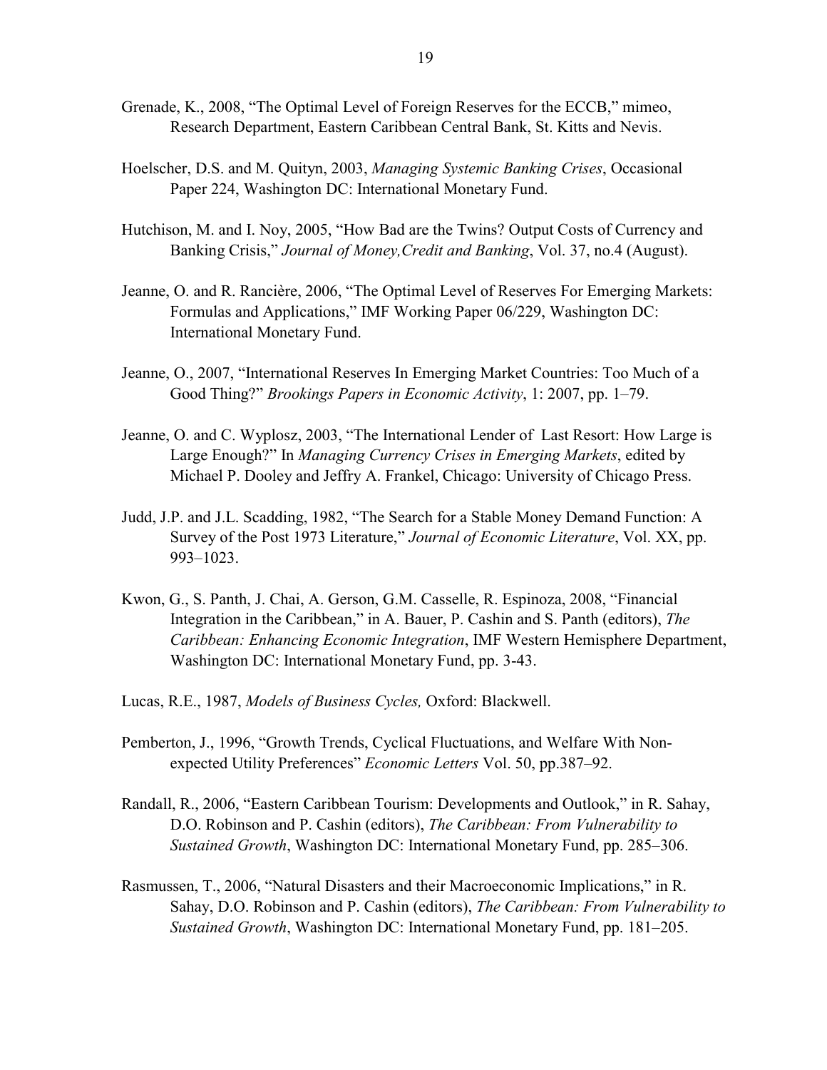Grenade, K., 2008, "The Optimal Level of Foreign Reserves for the ECCB," mimeo, Research Department, Eastern Caribbean Central Bank, St. Kitts and Nevis.

Hoelscher, D.S. and M. Quityn, 2003, *Managing Systemic Banking Crises*, Occasional Paper 224, Washington DC: International Monetary Fund.

Hutchison, M. and I. Noy, 2005, "How Bad are the Twins? Output Costs of Currency and Banking Crisis," *Journal of Money,Credit and Banking*, Vol. 37, no.4 (August).

Jeanne, O. and R. Rancière, 2006, "The Optimal Level of Reserves For Emerging Markets: Formulas and Applications," IMF Working Paper 06/229, Washington DC: International Monetary Fund.

Jeanne, O., 2007, "International Reserves In Emerging Market Countries: Too Much of a Good Thing?" *Brookings Papers in Economic Activity*, 1: 2007, pp. 1–79.

Jeanne, O. and C. Wyplosz, 2003, "The International Lender of Last Resort: How Large is Large Enough?" In *Managing Currency Crises in Emerging Markets*, edited by Michael P. Dooley and Jeffry A. Frankel, Chicago: University of Chicago Press.

Judd, J.P. and J.L. Scadding, 1982, "The Search for a Stable Money Demand Function: A Survey of the Post 1973 Literature," *Journal of Economic Literature*, Vol. XX, pp. 993–1023.

Kwon, G., S. Panth, J. Chai, A. Gerson, G.M. Casselle, R. Espinoza, 2008, "Financial Integration in the Caribbean," in A. Bauer, P. Cashin and S. Panth (editors), *The Caribbean: Enhancing Economic Integration*, IMF Western Hemisphere Department, Washington DC: International Monetary Fund, pp. 3-43.

Lucas, R.E., 1987, *Models of Business Cycles,* Oxford: Blackwell.

Pemberton, J., 1996, "Growth Trends, Cyclical Fluctuations, and Welfare With Non-expected Utility Preferences" *Economic Letters* Vol. 50, pp.387–92.

Randall, R., 2006, "Eastern Caribbean Tourism: Developments and Outlook," in R. Sahay, D.O. Robinson and P. Cashin (editors), *The Caribbean: From Vulnerability to Sustained Growth*, Washington DC: International Monetary Fund, pp. 285–306.

Rasmussen, T., 2006, "Natural Disasters and their Macroeconomic Implications," in R. Sahay, D.O. Robinson and P. Cashin (editors), *The Caribbean: From Vulnerability to Sustained Growth*, Washington DC: International Monetary Fund, pp. 181–205.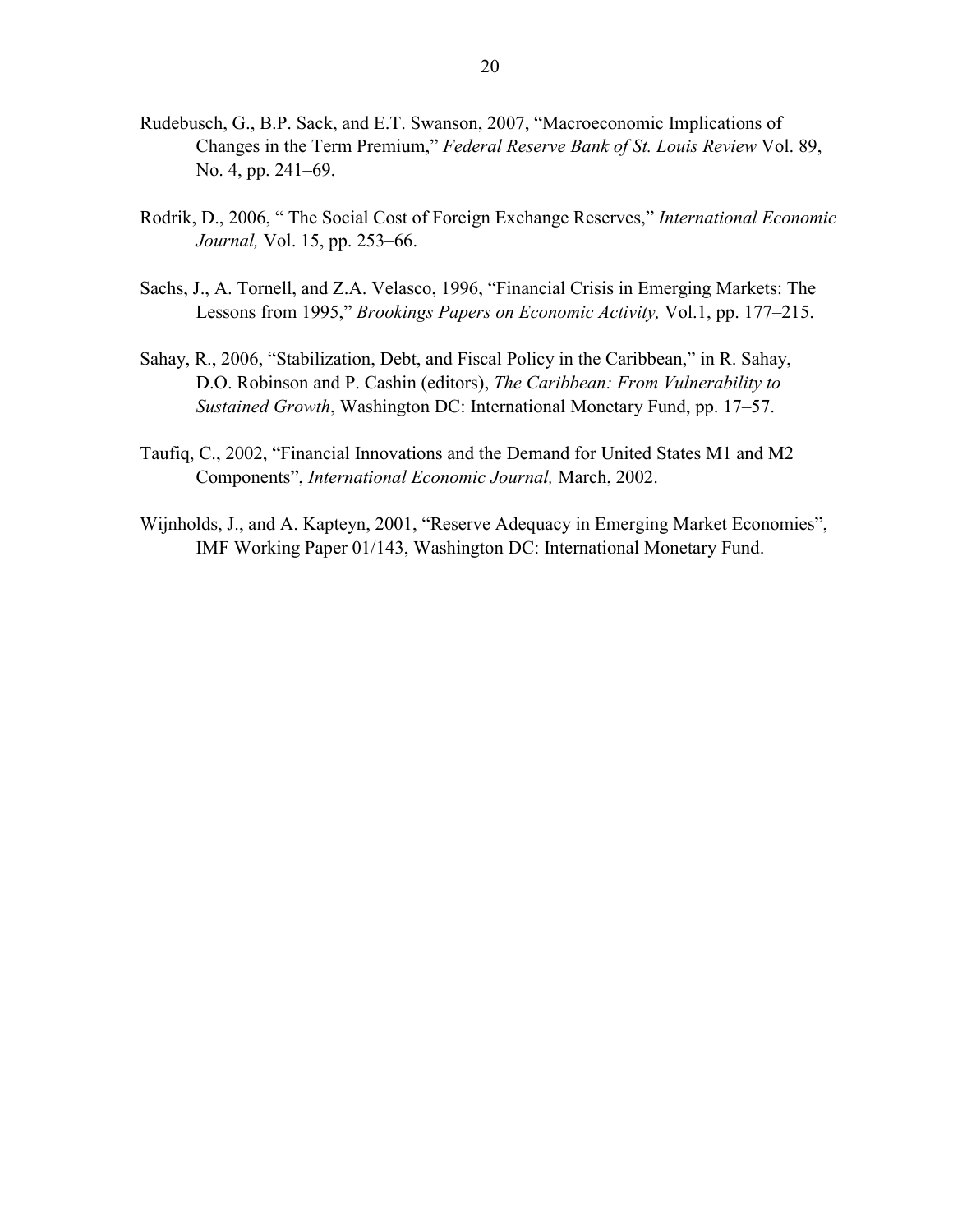Rudebusch, G., B.P. Sack, and E.T. Swanson, 2007, "Macroeconomic Implications of Changes in the Term Premium," *Federal Reserve Bank of St. Louis Review* Vol. 89, No. 4, pp. 241–69.

Rodrik, D., 2006, " The Social Cost of Foreign Exchange Reserves," *International Economic Journal,* Vol. 15, pp. 253–66.

Sachs, J., A. Tornell, and Z.A. Velasco, 1996, "Financial Crisis in Emerging Markets: The Lessons from 1995," *Brookings Papers on Economic Activity,* Vol.1, pp. 177–215.

Sahay, R., 2006, "Stabilization, Debt, and Fiscal Policy in the Caribbean," in R. Sahay, D.O. Robinson and P. Cashin (editors), *The Caribbean: From Vulnerability to Sustained Growth*, Washington DC: International Monetary Fund, pp. 17–57.

Taufiq, C., 2002, "Financial Innovations and the Demand for United States M1 and M2 Components", *International Economic Journal,* March, 2002.

Wijnholds, J., and A. Kapteyn, 2001, "Reserve Adequacy in Emerging Market Economies", IMF Working Paper 01/143, Washington DC: International Monetary Fund.